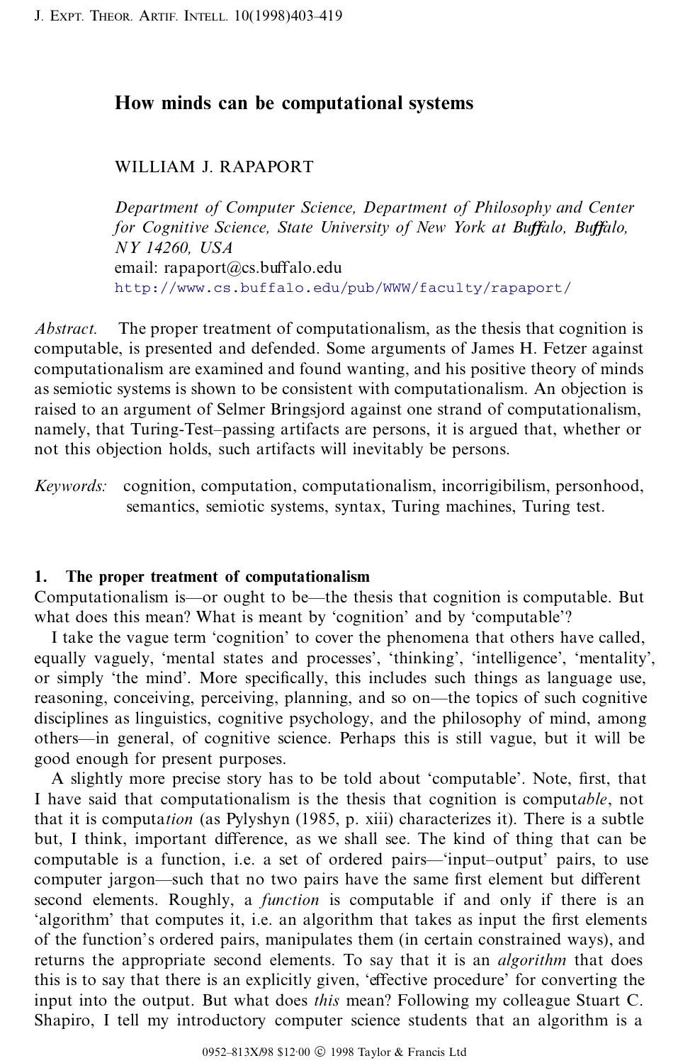# How minds can be computational systems

WILLIAM J. RAPAPORT

*Department of Computer Science, Department of Philosophy and Center for Cognitive Science, State University of New York at Buffalo, Buffalo, NY 14260, USA*
email: rapaport@cs.buffalo.edu
http://www.cs.buffalo.edu/pub/WWW/faculty/rapaport/

*Abstract.* The proper treatment of computationalism, as the thesis that cognition is computable, is presented and defended. Some arguments of James H. Fetzer against computationalism are examined and found wanting, and his positive theory of minds as semiotic systems is shown to be consistent with computationalism. An objection is raised to an argument of Selmer Bringsjord against one strand of computationalism, namely, that Turing-Test–passing artifacts are persons, it is argued that, whether or not this objection holds, such artifacts will inevitably be persons.

*Keywords:* cognition, computation, computationalism, incorrigibilism, personhood, semantics, semiotic systems, syntax, Turing machines, Turing test.

## 1. The proper treatment of computationalism

Computationalism is—or ought to be—the thesis that cognition is computable. But what does this mean? What is meant by 'cognition' and by 'computable'?

I take the vague term 'cognition' to cover the phenomena that others have called, equally vaguely, 'mental states and processes', 'thinking', 'intelligence', 'mentality', or simply 'the mind'. More specifically, this includes such things as language use, reasoning, conceiving, perceiving, planning, and so on—the topics of such cognitive disciplines as linguistics, cognitive psychology, and the philosophy of mind, among others—in general, of cognitive science. Perhaps this is still vague, but it will be good enough for present purposes.

A slightly more precise story has to be told about 'computable'. Note, first, that I have said that computationalism is the thesis that cognition is comput*able*, not that it is computa*tion* (as Pylyshyn (1985, p. xiii) characterizes it). There is a subtle but, I think, important difference, as we shall see. The kind of thing that can be computable is a function, i.e. a set of ordered pairs—'input–output' pairs, to use computer jargon—such that no two pairs have the same first element but different second elements. Roughly, a *function* is computable if and only if there is an 'algorithm' that computes it, i.e. an algorithm that takes as input the first elements of the function's ordered pairs, manipulates them (in certain constrained ways), and returns the appropriate second elements. To say that it is an *algorithm* that does this is to say that there is an explicitly given, 'effective procedure' for converting the input into the output. But what does *this* mean? Following my colleague Stuart C. Shapiro, I tell my introductory computer science students that an algorithm is a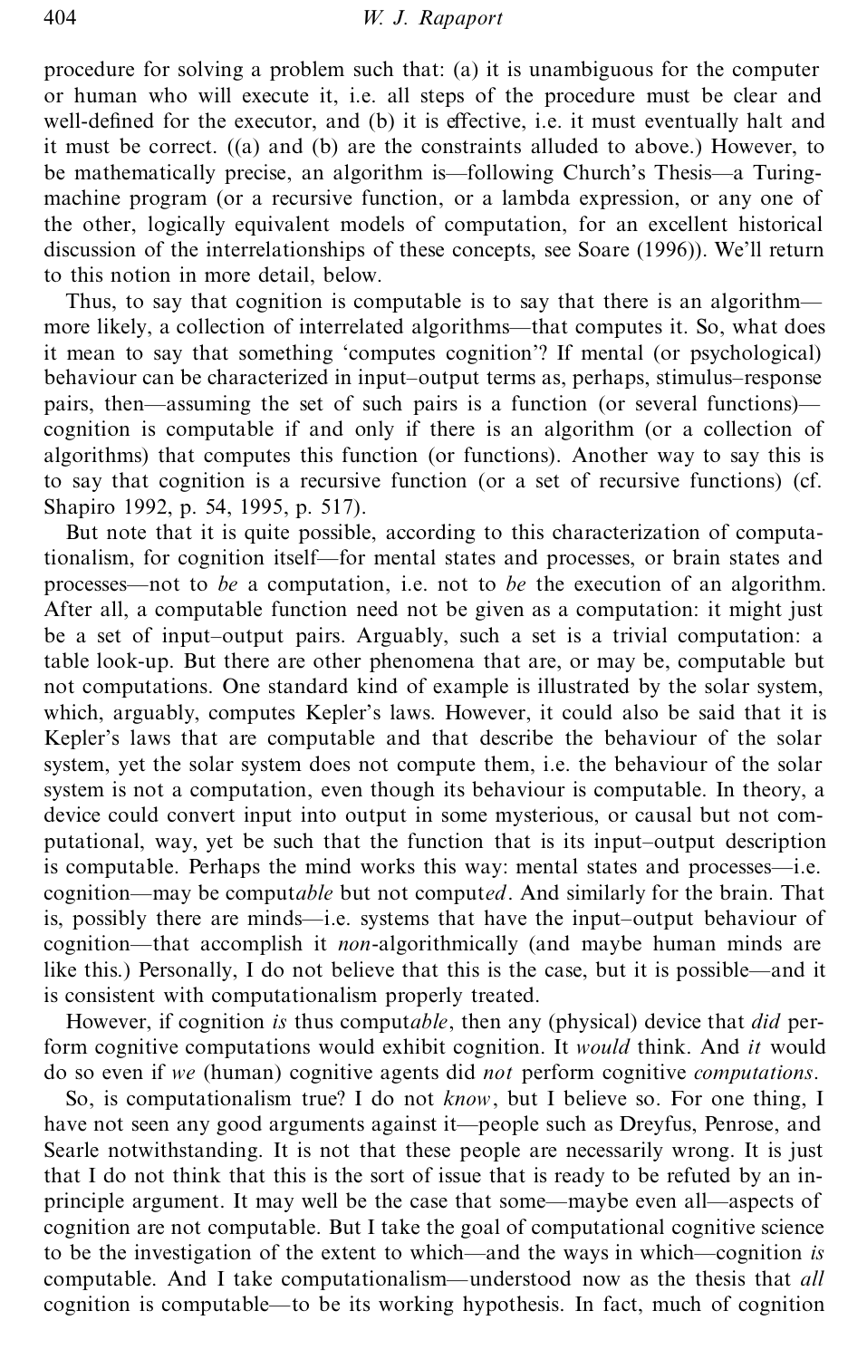procedure for solving a problem such that: (a) it is unambiguous for the computer or human who will execute it, i.e. all steps of the procedure must be clear and well-defined for the executor, and (b) it is effective, i.e. it must eventually halt and it must be correct. ((a) and (b) are the constraints alluded to above.) However, to be mathematically precise, an algorithm is—following Church's Thesis—a Turing-machine program (or a recursive function, or a lambda expression, or any one of the other, logically equivalent models of computation, for an excellent historical discussion of the interrelationships of these concepts, see Soare (1996)). We'll return to this notion in more detail, below.

Thus, to say that cognition is computable is to say that there is an algorithm—more likely, a collection of interrelated algorithms—that computes it. So, what does it mean to say that something 'computes cognition'? If mental (or psychological) behaviour can be characterized in input–output terms as, perhaps, stimulus–response pairs, then—assuming the set of such pairs is a function (or several functions)—cognition is computable if and only if there is an algorithm (or a collection of algorithms) that computes this function (or functions). Another way to say this is to say that cognition is a recursive function (or a set of recursive functions) (cf. Shapiro 1992, p. 54, 1995, p. 517).

But note that it is quite possible, according to this characterization of computationalism, for cognition itself—for mental states and processes, or brain states and processes—not to *be* a computation, i.e. not to *be* the execution of an algorithm. After all, a computable function need not be given as a computation: it might just be a set of input–output pairs. Arguably, such a set is a trivial computation: a table look-up. But there are other phenomena that are, or may be, computable but not computations. One standard kind of example is illustrated by the solar system, which, arguably, computes Kepler's laws. However, it could also be said that it is Kepler's laws that are computable and that describe the behaviour of the solar system, yet the solar system does not compute them, i.e. the behaviour of the solar system is not a computation, even though its behaviour is computable. In theory, a device could convert input into output in some mysterious, or causal but not computational, way, yet be such that the function that is its input–output description is computable. Perhaps the mind works this way: mental states and processes—i.e. cognition—may be comput*able* but not comput*ed*. And similarly for the brain. That is, possibly there are minds—i.e. systems that have the input–output behaviour of cognition—that accomplish it *non*-algorithmically (and maybe human minds are like this.) Personally, I do not believe that this is the case, but it is possible—and it is consistent with computationalism properly treated.

However, if cognition *is* thus comput*able*, then any (physical) device that *did* perform cognitive computations would exhibit cognition. It *would* think. And *it* would do so even if *we* (human) cognitive agents did *not* perform cognitive *computations*.

So, is computationalism true? I do not *know*, but I believe so. For one thing, I have not seen any good arguments against it—people such as Dreyfus, Penrose, and Searle notwithstanding. It is not that these people are necessarily wrong. It is just that I do not think that this is the sort of issue that is ready to be refuted by an in-principle argument. It may well be the case that some—maybe even all—aspects of cognition are not computable. But I take the goal of computational cognitive science to be the investigation of the extent to which—and the ways in which—cognition *is* computable. And I take computationalism—understood now as the thesis that *all* cognition is computable—to be its working hypothesis. In fact, much of cognition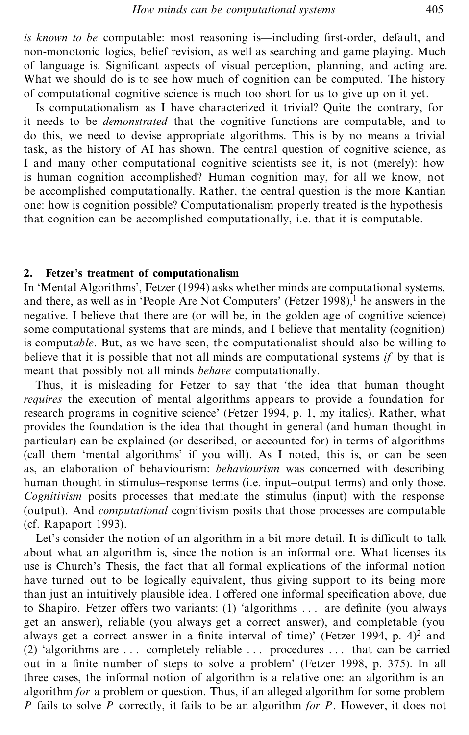*is known to be* computable: most reasoning is—including first-order, default, and non-monotonic logics, belief revision, as well as searching and game playing. Much of language is. Significant aspects of visual perception, planning, and acting are. What we should do is to see how much of cognition can be computed. The history of computational cognitive science is much too short for us to give up on it yet.

Is computationalism as I have characterized it trivial? Quite the contrary, for it needs to be *demonstrated* that the cognitive functions are computable, and to do this, we need to devise appropriate algorithms. This is by no means a trivial task, as the history of AI has shown. The central question of cognitive science, as I and many other computational cognitive scientists see it, is not (merely): how is human cognition accomplished? Human cognition may, for all we know, not be accomplished computationally. Rather, the central question is the more Kantian one: how is cognition possible? Computationalism properly treated is the hypothesis that cognition can be accomplished computationally, i.e. that it is computable.

## 2. Fetzer's treatment of computationalism

In 'Mental Algorithms', Fetzer (1994) asks whether minds are computational systems, and there, as well as in 'People Are Not Computers' (Fetzer 1998),[1] he answers in the negative. I believe that there are (or will be, in the golden age of cognitive science) some computational systems that are minds, and I believe that mentality (cognition) is comput*able*. But, as we have seen, the computationalist should also be willing to believe that it is possible that not all minds are computational systems *if* by that is meant that possibly not all minds *behave* computationally.

Thus, it is misleading for Fetzer to say that 'the idea that human thought *requires* the execution of mental algorithms appears to provide a foundation for research programs in cognitive science' (Fetzer 1994, p. 1, my italics). Rather, what provides the foundation is the idea that thought in general (and human thought in particular) can be explained (or described, or accounted for) in terms of algorithms (call them 'mental algorithms' if you will). As I noted, this is, or can be seen as, an elaboration of behaviourism: *behaviourism* was concerned with describing human thought in stimulus–response terms (i.e. input–output terms) and only those. *Cognitivism* posits processes that mediate the stimulus (input) with the response (output). And *computational* cognitivism posits that those processes are computable (cf. Rapaport 1993).

Let's consider the notion of an algorithm in a bit more detail. It is difficult to talk about what an algorithm is, since the notion is an informal one. What licenses its use is Church's Thesis, the fact that all formal explications of the informal notion have turned out to be logically equivalent, thus giving support to its being more than just an intuitively plausible idea. I offered one informal specification above, due to Shapiro. Fetzer offers two variants: (1) 'algorithms . . . are definite (you always get an answer), reliable (you always get a correct answer), and completable (you always get a correct answer in a finite interval of time)' (Fetzer 1994, p. 4)[2] and (2) 'algorithms are . . . completely reliable . . . procedures . . . that can be carried out in a finite number of steps to solve a problem' (Fetzer 1998, p. 375). In all three cases, the informal notion of algorithm is a relative one: an algorithm is an algorithm *for* a problem or question. Thus, if an alleged algorithm for some problem $P$ fails to solve $P$ correctly, it fails to be an algorithm *for* $P$. However, it does not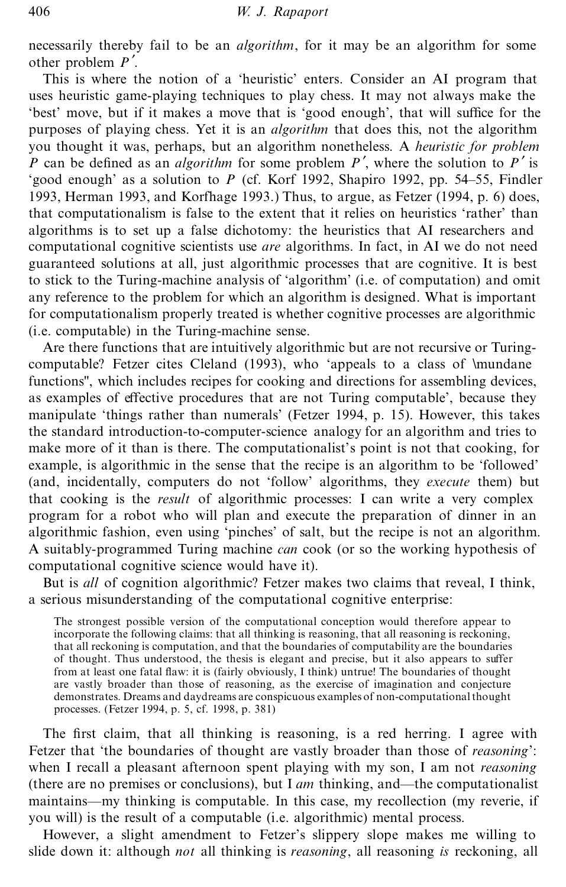necessarily thereby fail to be an *algorithm*, for it may be an algorithm for some other problem $P'$.

This is where the notion of a 'heuristic' enters. Consider an AI program that uses heuristic game-playing techniques to play chess. It may not always make the 'best' move, but if it makes a move that is 'good enough', that will suffice for the purposes of playing chess. Yet it is an *algorithm* that does this, not the algorithm you thought it was, perhaps, but an algorithm nonetheless. A *heuristic for problem* $P$ can be defined as an *algorithm* for some problem $P'$, where the solution to $P'$ is 'good enough' as a solution to $P$ (cf. Korf 1992, Shapiro 1992, pp. 54–55, Findler 1993, Herman 1993, and Korfhage 1993.) Thus, to argue, as Fetzer (1994, p. 6) does, that computationalism is false to the extent that it relies on heuristics 'rather' than algorithms is to set up a false dichotomy: the heuristics that AI researchers and computational cognitive scientists use *are* algorithms. In fact, in AI we do not need guaranteed solutions at all, just algorithmic processes that are cognitive. It is best to stick to the Turing-machine analysis of 'algorithm' (i.e. of computation) and omit any reference to the problem for which an algorithm is designed. What is important for computationalism properly treated is whether cognitive processes are algorithmic (i.e. computable) in the Turing-machine sense.

Are there functions that are intuitively algorithmic but are not recursive or Turing-computable? Fetzer cites Cleland (1993), who 'appeals to a class of \mundane functions", which includes recipes for cooking and directions for assembling devices, as examples of effective procedures that are not Turing computable', because they manipulate 'things rather than numerals' (Fetzer 1994, p. 15). However, this takes the standard introduction-to-computer-science analogy for an algorithm and tries to make more of it than is there. The computationalist's point is not that cooking, for example, is algorithmic in the sense that the recipe is an algorithm to be 'followed' (and, incidentally, computers do not 'follow' algorithms, they *execute* them) but that cooking is the *result* of algorithmic processes: I can write a very complex program for a robot who will plan and execute the preparation of dinner in an algorithmic fashion, even using 'pinches' of salt, but the recipe is not an algorithm. A suitably-programmed Turing machine *can* cook (or so the working hypothesis of computational cognitive science would have it).

But is *all* of cognition algorithmic? Fetzer makes two claims that reveal, I think, a serious misunderstanding of the computational cognitive enterprise:

> The strongest possible version of the computational conception would therefore appear to incorporate the following claims: that all thinking is reasoning, that all reasoning is reckoning, that all reckoning is computation, and that the boundaries of computability are the boundaries of thought. Thus understood, the thesis is elegant and precise, but it also appears to suffer from at least one fatal flaw: it is (fairly obviously, I think) untrue! The boundaries of thought are vastly broader than those of reasoning, as the exercise of imagination and conjecture demonstrates. Dreams and daydreams are conspicuous examples of non-computational thought processes. (Fetzer 1994, p. 5, cf. 1998, p. 381)

The first claim, that all thinking is reasoning, is a red herring. I agree with Fetzer that 'the boundaries of thought are vastly broader than those of *reasoning*': when I recall a pleasant afternoon spent playing with my son, I am not *reasoning* (there are no premises or conclusions), but I *am* thinking, and—the computationalist maintains—my thinking is computable. In this case, my recollection (my reverie, if you will) is the result of a computable (i.e. algorithmic) mental process.

However, a slight amendment to Fetzer's slippery slope makes me willing to slide down it: although *not* all thinking is *reasoning*, all reasoning *is* reckoning, all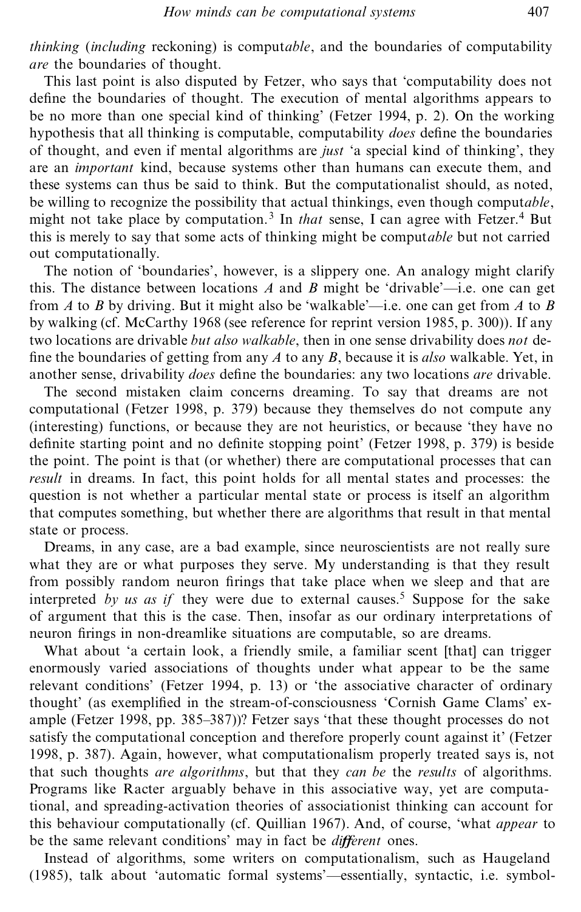*thinking* (*including* reckoning) is comput*able*, and the boundaries of computability *are* the boundaries of thought.

This last point is also disputed by Fetzer, who says that 'computability does not define the boundaries of thought. The execution of mental algorithms appears to be no more than one special kind of thinking' (Fetzer 1994, p. 2). On the working hypothesis that all thinking is computable, computability *does* define the boundaries of thought, and even if mental algorithms are *just* 'a special kind of thinking', they are an *important* kind, because systems other than humans can execute them, and these systems can thus be said to think. But the computationalist should, as noted, be willing to recognize the possibility that actual thinkings, even though comput*able*, might not take place by computation.[3] In *that* sense, I can agree with Fetzer.[4] But this is merely to say that some acts of thinking might be comput*able* but not carried out computationally.

The notion of 'boundaries', however, is a slippery one. An analogy might clarify this. The distance between locations *A* and *B* might be 'drivable'—i.e. one can get from *A* to *B* by driving. But it might also be 'walkable'—i.e. one can get from *A* to *B* by walking (cf. McCarthy 1968 (see reference for reprint version 1985, p. 300)). If any two locations are drivable *but also walkable*, then in one sense drivability does *not* define the boundaries of getting from any *A* to any *B*, because it is *also* walkable. Yet, in another sense, drivability *does* define the boundaries: any two locations *are* drivable.

The second mistaken claim concerns dreaming. To say that dreams are not computational (Fetzer 1998, p. 379) because they themselves do not compute any (interesting) functions, or because they are not heuristics, or because 'they have no definite starting point and no definite stopping point' (Fetzer 1998, p. 379) is beside the point. The point is that (or whether) there are computational processes that can *result* in dreams. In fact, this point holds for all mental states and processes: the question is not whether a particular mental state or process is itself an algorithm that computes something, but whether there are algorithms that result in that mental state or process.

Dreams, in any case, are a bad example, since neuroscientists are not really sure what they are or what purposes they serve. My understanding is that they result from possibly random neuron firings that take place when we sleep and that are interpreted *by us as if* they were due to external causes.[5] Suppose for the sake of argument that this is the case. Then, insofar as our ordinary interpretations of neuron firings in non-dreamlike situations are computable, so are dreams.

What about 'a certain look, a friendly smile, a familiar scent [that] can trigger enormously varied associations of thoughts under what appear to be the same relevant conditions' (Fetzer 1994, p. 13) or 'the associative character of ordinary thought' (as exemplified in the stream-of-consciousness 'Cornish Game Clams' example (Fetzer 1998, pp. 385–387))? Fetzer says 'that these thought processes do not satisfy the computational conception and therefore properly count against it' (Fetzer 1998, p. 387). Again, however, what computationalism properly treated says is, not that such thoughts *are algorithms*, but that they *can be* the *results* of algorithms. Programs like Racter arguably behave in this associative way, yet are computational, and spreading-activation theories of associationist thinking can account for this behaviour computationally (cf. Quillian 1967). And, of course, 'what *appear* to be the same relevant conditions' may in fact be *different* ones.

Instead of algorithms, some writers on computationalism, such as Haugeland (1985), talk about 'automatic formal systems'—essentially, syntactic, i.e. symbol-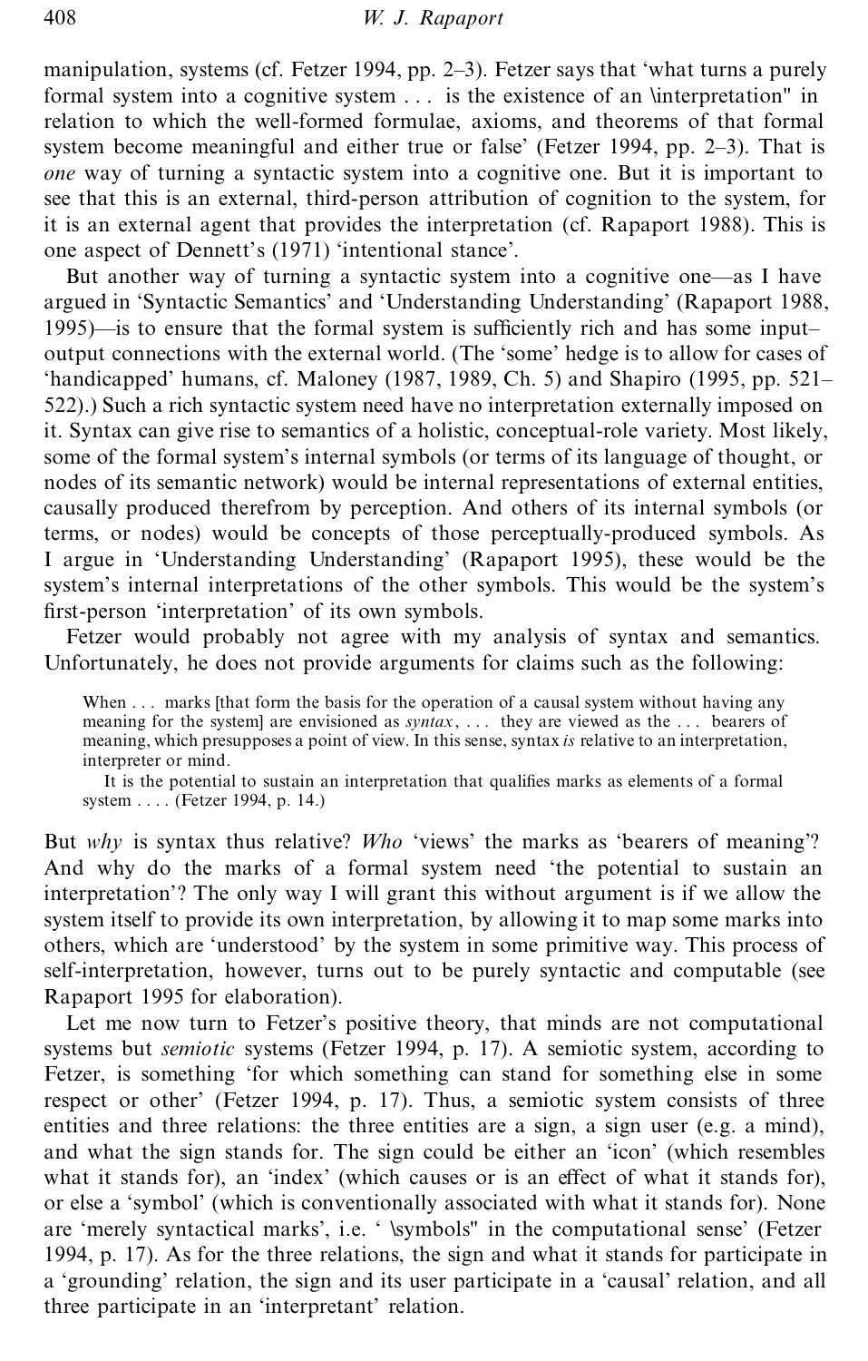manipulation, systems (cf. Fetzer 1994, pp. 2–3). Fetzer says that 'what turns a purely formal system into a cognitive system . . . is the existence of an \interpretation" in relation to which the well-formed formulae, axioms, and theorems of that formal system become meaningful and either true or false' (Fetzer 1994, pp. 2–3). That is *one* way of turning a syntactic system into a cognitive one. But it is important to see that this is an external, third-person attribution of cognition to the system, for it is an external agent that provides the interpretation (cf. Rapaport 1988). This is one aspect of Dennett's (1971) 'intentional stance'.

But another way of turning a syntactic system into a cognitive one—as I have argued in 'Syntactic Semantics' and 'Understanding Understanding' (Rapaport 1988, 1995)—is to ensure that the formal system is sufficiently rich and has some input–output connections with the external world. (The 'some' hedge is to allow for cases of 'handicapped' humans, cf. Maloney (1987, 1989, Ch. 5) and Shapiro (1995, pp. 521–522).) Such a rich syntactic system need have no interpretation externally imposed on it. Syntax can give rise to semantics of a holistic, conceptual-role variety. Most likely, some of the formal system's internal symbols (or terms of its language of thought, or nodes of its semantic network) would be internal representations of external entities, causally produced therefrom by perception. And others of its internal symbols (or terms, or nodes) would be concepts of those perceptually-produced symbols. As I argue in 'Understanding Understanding' (Rapaport 1995), these would be the system's internal interpretations of the other symbols. This would be the system's first-person 'interpretation' of its own symbols.

Fetzer would probably not agree with my analysis of syntax and semantics. Unfortunately, he does not provide arguments for claims such as the following:

> When . . . marks [that form the basis for the operation of a causal system without having any meaning for the system] are envisioned as *syntax*, . . . they are viewed as the . . . bearers of meaning, which presupposes a point of view. In this sense, syntax *is* relative to an interpretation, interpreter or mind.
>
> It is the potential to sustain an interpretation that qualifies marks as elements of a formal system . . . . (Fetzer 1994, p. 14.)

But *why* is syntax thus relative? *Who* 'views' the marks as 'bearers of meaning'? And why do the marks of a formal system need 'the potential to sustain an interpretation'? The only way I will grant this without argument is if we allow the system itself to provide its own interpretation, by allowing it to map some marks into others, which are 'understood' by the system in some primitive way. This process of self-interpretation, however, turns out to be purely syntactic and computable (see Rapaport 1995 for elaboration).

Let me now turn to Fetzer's positive theory, that minds are not computational systems but *semiotic* systems (Fetzer 1994, p. 17). A semiotic system, according to Fetzer, is something 'for which something can stand for something else in some respect or other' (Fetzer 1994, p. 17). Thus, a semiotic system consists of three entities and three relations: the three entities are a sign, a sign user (e.g. a mind), and what the sign stands for. The sign could be either an 'icon' (which resembles what it stands for), an 'index' (which causes or is an effect of what it stands for), or else a 'symbol' (which is conventionally associated with what it stands for). None are 'merely syntactical marks', i.e. ' \symbols" in the computational sense' (Fetzer 1994, p. 17). As for the three relations, the sign and what it stands for participate in a 'grounding' relation, the sign and its user participate in a 'causal' relation, and all three participate in an 'interpretant' relation.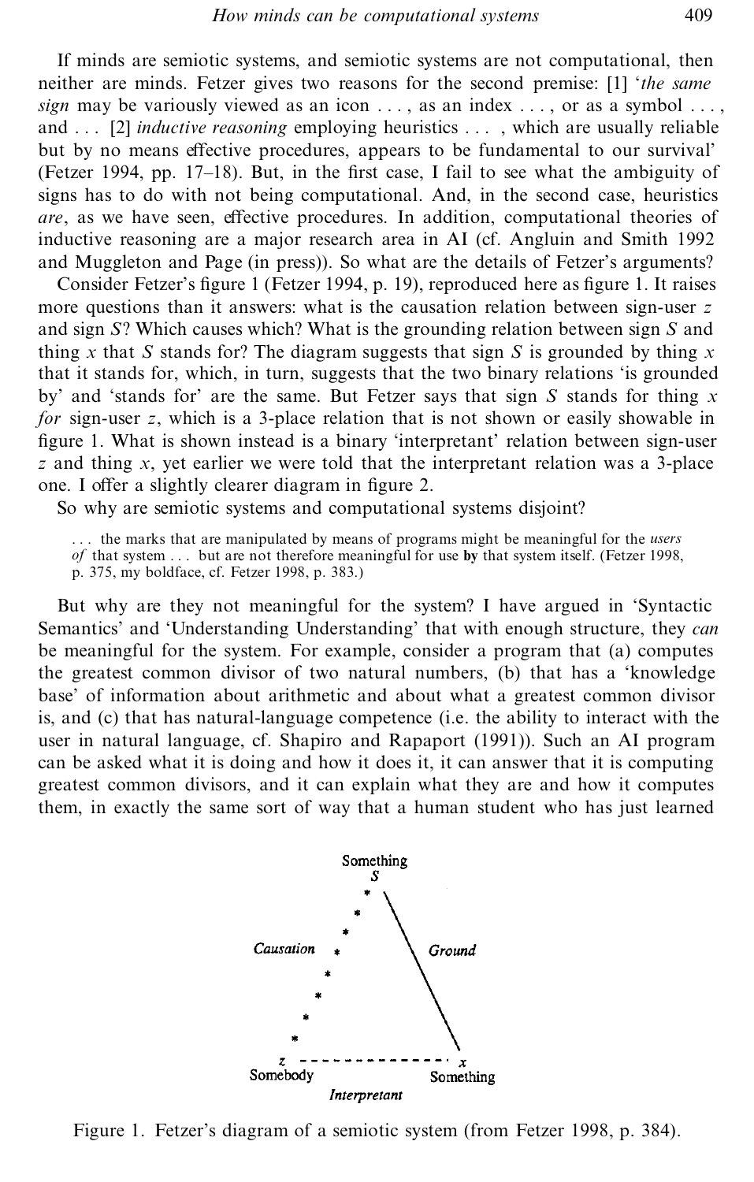If minds are semiotic systems, and semiotic systems are not computational, then neither are minds. Fetzer gives two reasons for the second premise: [1] '*the same sign* may be variously viewed as an icon . . . , as an index . . . , or as a symbol . . . , and . . . [2] *inductive reasoning* employing heuristics . . . , which are usually reliable but by no means effective procedures, appears to be fundamental to our survival' (Fetzer 1994, pp. 17–18). But, in the first case, I fail to see what the ambiguity of signs has to do with not being computational. And, in the second case, heuristics *are*, as we have seen, effective procedures. In addition, computational theories of inductive reasoning are a major research area in AI (cf. Angluin and Smith 1992 and Muggleton and Page (in press)). So what are the details of Fetzer's arguments?

Consider Fetzer's figure 1 (Fetzer 1994, p. 19), reproduced here as figure 1. It raises more questions than it answers: what is the causation relation between sign-user $z$ and sign $S$? Which causes which? What is the grounding relation between sign $S$ and thing $x$ that $S$ stands for? The diagram suggests that sign $S$ is grounded by thing $x$ that it stands for, which, in turn, suggests that the two binary relations 'is grounded by' and 'stands for' are the same. But Fetzer says that sign $S$ stands for thing $x$ *for* sign-user $z$, which is a 3-place relation that is not shown or easily showable in figure 1. What is shown instead is a binary 'interpretant' relation between sign-user $z$ and thing $x$, yet earlier we were told that the interpretant relation was a 3-place one. I offer a slightly clearer diagram in figure 2.

So why are semiotic systems and computational systems disjoint?

> . . . the marks that are manipulated by means of programs might be meaningful for the *users of* that system . . . but are not therefore meaningful for use **by** that system itself. (Fetzer 1998, p. 375, my boldface, cf. Fetzer 1998, p. 383.)

But why are they not meaningful for the system? I have argued in 'Syntactic Semantics' and 'Understanding Understanding' that with enough structure, they *can* be meaningful for the system. For example, consider a program that (a) computes the greatest common divisor of two natural numbers, (b) that has a 'knowledge base' of information about arithmetic and about what a greatest common divisor is, and (c) that has natural-language competence (i.e. the ability to interact with the user in natural language, cf. Shapiro and Rapaport (1991)). Such an AI program can be asked what it is doing and how it does it, it can answer that it is computing greatest common divisors, and it can explain what they are and how it computes them, in exactly the same sort of way that a human student who has just learned

Something $S$ — Causation — Ground — $z$ Somebody — $x$ Something — Interpretant

Figure 1. Fetzer's diagram of a semiotic system (from Fetzer 1998, p. 384).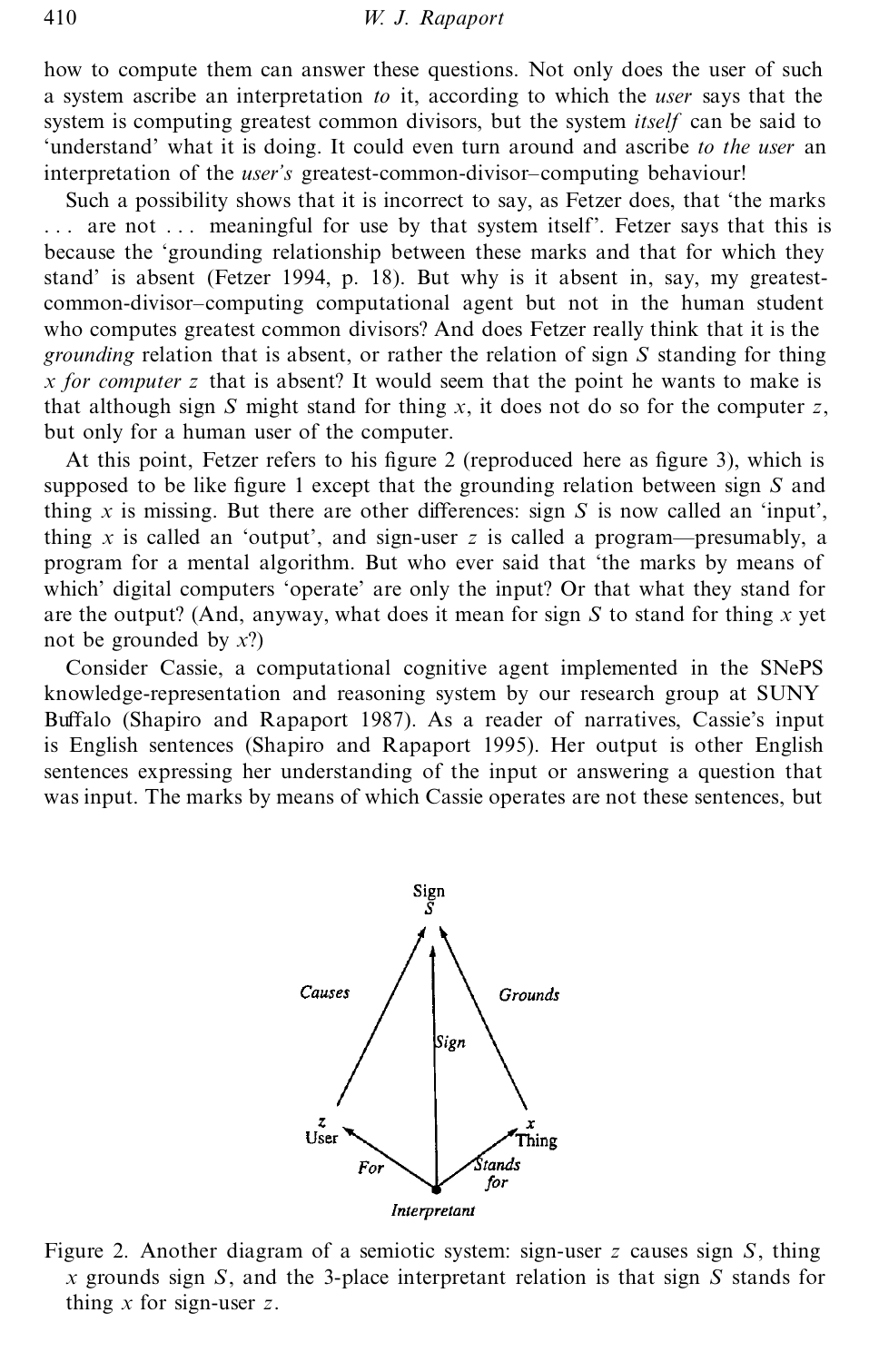how to compute them can answer these questions. Not only does the user of such a system ascribe an interpretation *to* it, according to which the *user* says that the system is computing greatest common divisors, but the system *itself* can be said to 'understand' what it is doing. It could even turn around and ascribe *to the user* an interpretation of the *user's* greatest-common-divisor–computing behaviour!

Such a possibility shows that it is incorrect to say, as Fetzer does, that 'the marks ... are not ... meaningful for use by that system itself'. Fetzer says that this is because the 'grounding relationship between these marks and that for which they stand' is absent (Fetzer 1994, p. 18). But why is it absent in, say, my greatest-common-divisor–computing computational agent but not in the human student who computes greatest common divisors? And does Fetzer really think that it is the *grounding* relation that is absent, or rather the relation of sign $S$ standing for thing $x$ *for computer* $z$ that is absent? It would seem that the point he wants to make is that although sign $S$ might stand for thing $x$, it does not do so for the computer $z$, but only for a human user of the computer.

At this point, Fetzer refers to his figure 2 (reproduced here as figure 3), which is supposed to be like figure 1 except that the grounding relation between sign $S$ and thing $x$ is missing. But there are other differences: sign $S$ is now called an 'input', thing $x$ is called an 'output', and sign-user $z$ is called a program—presumably, a program for a mental algorithm. But who ever said that 'the marks by means of which' digital computers 'operate' are only the input? Or that what they stand for are the output? (And, anyway, what does it mean for sign $S$ to stand for thing $x$ yet not be grounded by $x$?)

Consider Cassie, a computational cognitive agent implemented in the SNePS knowledge-representation and reasoning system by our research group at SUNY Buffalo (Shapiro and Rapaport 1987). As a reader of narratives, Cassie's input is English sentences (Shapiro and Rapaport 1995). Her output is other English sentences expressing her understanding of the input or answering a question that was input. The marks by means of which Cassie operates are not these sentences, but

Figure 2. Another diagram of a semiotic system: sign-user $z$ causes sign $S$, thing $x$ grounds sign $S$, and the 3-place interpretant relation is that sign $S$ stands for thing $x$ for sign-user $z$.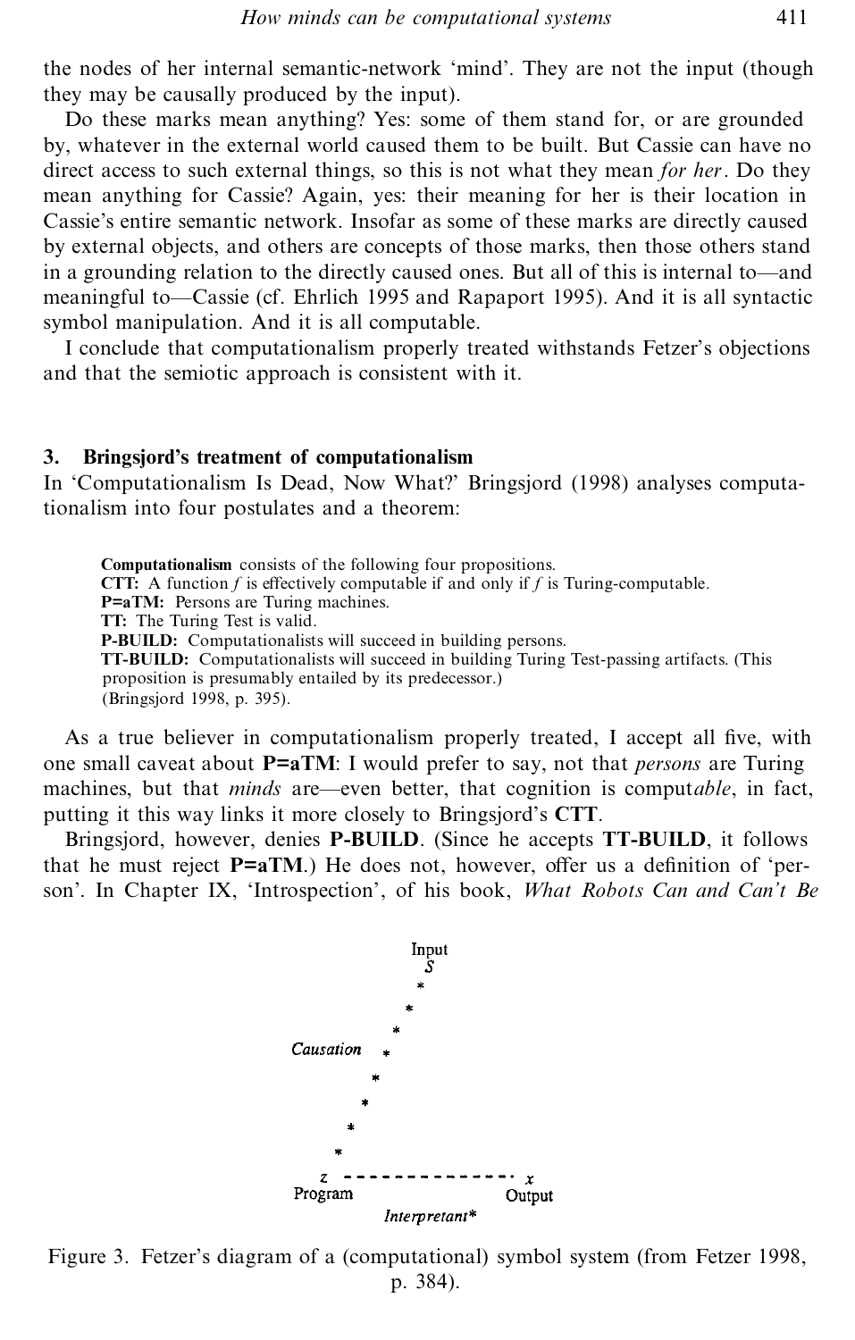the nodes of her internal semantic-network 'mind'. They are not the input (though they may be causally produced by the input).

Do these marks mean anything? Yes: some of them stand for, or are grounded by, whatever in the external world caused them to be built. But Cassie can have no direct access to such external things, so this is not what they mean *for her*. Do they mean anything for Cassie? Again, yes: their meaning for her is their location in Cassie's entire semantic network. Insofar as some of these marks are directly caused by external objects, and others are concepts of those marks, then those others stand in a grounding relation to the directly caused ones. But all of this is internal to—and meaningful to—Cassie (cf. Ehrlich 1995 and Rapaport 1995). And it is all syntactic symbol manipulation. And it is all computable.

I conclude that computationalism properly treated withstands Fetzer's objections and that the semiotic approach is consistent with it.

## 3. Bringsjord's treatment of computationalism

In 'Computationalism Is Dead, Now What?' Bringsjord (1998) analyses computationalism into four postulates and a theorem:

> **Computationalism** consists of the following four propositions.
> **CTT:** A function *f* is effectively computable if and only if *f* is Turing-computable.
> **P=aTM:** Persons are Turing machines.
> **TT:** The Turing Test is valid.
> **P-BUILD:** Computationalists will succeed in building persons.
> **TT-BUILD:** Computationalists will succeed in building Turing Test-passing artifacts. (This proposition is presumably entailed by its predecessor.)
> (Bringsjord 1998, p. 395).

As a true believer in computationalism properly treated, I accept all five, with one small caveat about **P=aTM**: I would prefer to say, not that *persons* are Turing machines, but that *minds* are—even better, that cognition is comput*able*, in fact, putting it this way links it more closely to Bringsjord's **CTT**.

Bringsjord, however, denies **P-BUILD**. (Since he accepts **TT-BUILD**, it follows that he must reject **P=aTM**.) He does not, however, offer us a definition of 'person'. In Chapter IX, 'Introspection', of his book, *What Robots Can and Can't Be*

Input
S
*
*
*
Causation *
*
*
*
*
z - - - - - - - - - - - - - - x
Program Output
Interpretant*

Figure 3. Fetzer's diagram of a (computational) symbol system (from Fetzer 1998, p. 384).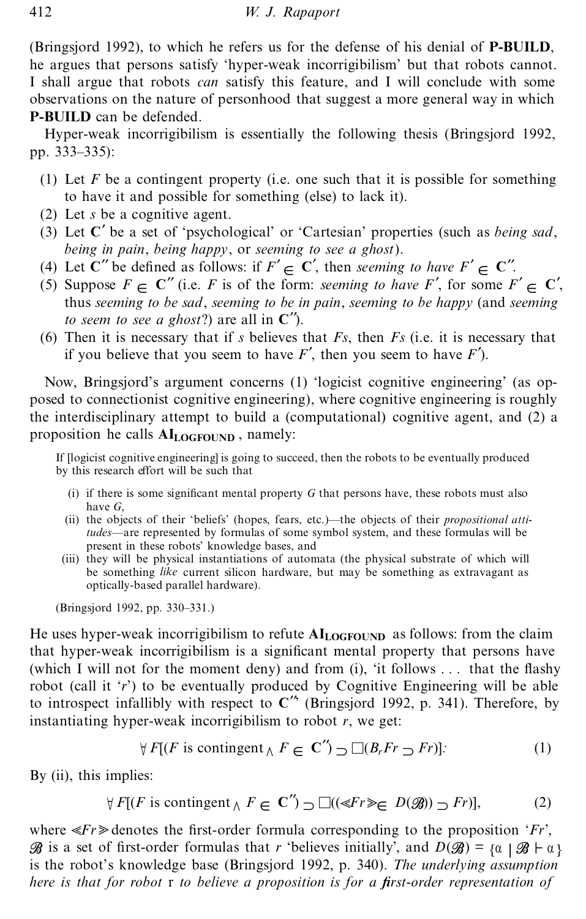(Bringsjord 1992), to which he refers us for the defense of his denial of **P-BUILD**, he argues that persons satisfy 'hyper-weak incorrigibilism' but that robots cannot. I shall argue that robots *can* satisfy this feature, and I will conclude with some observations on the nature of personhood that suggest a more general way in which **P-BUILD** can be defended.

Hyper-weak incorrigibilism is essentially the following thesis (Bringsjord 1992, pp. 333–335):

(1) Let $F$ be a contingent property (i.e. one such that it is possible for something to have it and possible for something (else) to lack it).
(2) Let $s$ be a cognitive agent.
(3) Let $\mathbf{C}'$ be a set of 'psychological' or 'Cartesian' properties (such as *being sad*, *being in pain*, *being happy*, or *seeming to see a ghost*).
(4) Let $\mathbf{C}''$ be defined as follows: if $F' \in \mathbf{C}'$, then *seeming to have* $F' \in \mathbf{C}''$.
(5) Suppose $F \in \mathbf{C}''$ (i.e. $F$ is of the form: *seeming to have* $F'$, for some $F' \in \mathbf{C}'$, thus *seeming to be sad*, *seeming to be in pain*, *seeming to be happy* (and *seeming to seem to see a ghost*?) are all in $\mathbf{C}''$).
(6) Then it is necessary that if $s$ believes that $Fs$, then $Fs$ (i.e. it is necessary that if you believe that you seem to have $F'$, then you seem to have $F'$).

Now, Bringsjord's argument concerns (1) 'logicist cognitive engineering' (as opposed to connectionist cognitive engineering), where cognitive engineering is roughly the interdisciplinary attempt to build a (computational) cognitive agent, and (2) a proposition he calls $\mathbf{AI_{LOGFOUND}}$, namely:

> If [logicist cognitive engineering] is going to succeed, then the robots to be eventually produced by this research effort will be such that
>
> (i) if there is some significant mental property $G$ that persons have, these robots must also have $G$,
> (ii) the objects of their 'beliefs' (hopes, fears, etc.)—the objects of their *propositional attitudes*—are represented by formulas of some symbol system, and these formulas will be present in these robots' knowledge bases, and
> (iii) they will be physical instantiations of automata (the physical substrate of which will be something *like* current silicon hardware, but may be something as extravagant as optically-based parallel hardware).
>
> (Bringsjord 1992, pp. 330–331.)

He uses hyper-weak incorrigibilism to refute $\mathbf{AI_{LOGFOUND}}$ as follows: from the claim that hyper-weak incorrigibilism is a significant mental property that persons have (which I will not for the moment deny) and from (i), 'it follows . . . that the flashy robot (call it '$r$') to be eventually produced by Cognitive Engineering will be able to introspect infallibly with respect to $\mathbf{C}''$' (Bringsjord 1992, p. 341). Therefore, by instantiating hyper-weak incorrigibilism to robot $r$, we get:

$$\forall F[(F \text{ is contingent} \wedge F \in \mathbf{C}'') \supset \Box(B_r Fr \supset Fr)]. \tag{1}$$

By (ii), this implies:

$$\forall F[(F \text{ is contingent} \wedge F \in \mathbf{C}'') \supset \Box((\ll Fr \gg \in D(\mathcal{B})) \supset Fr)], \tag{2}$$

where $\ll Fr \gg$ denotes the first-order formula corresponding to the proposition '$Fr$', $\mathcal{B}$ is a set of first-order formulas that $r$ 'believes initially', and $D(\mathcal{B}) = \{\alpha \mid \mathcal{B} \vdash \alpha\}$ is the robot's knowledge base (Bringsjord 1992, p. 340). *The underlying assumption here is that for robot* r *to believe a proposition is for a first-order representation of*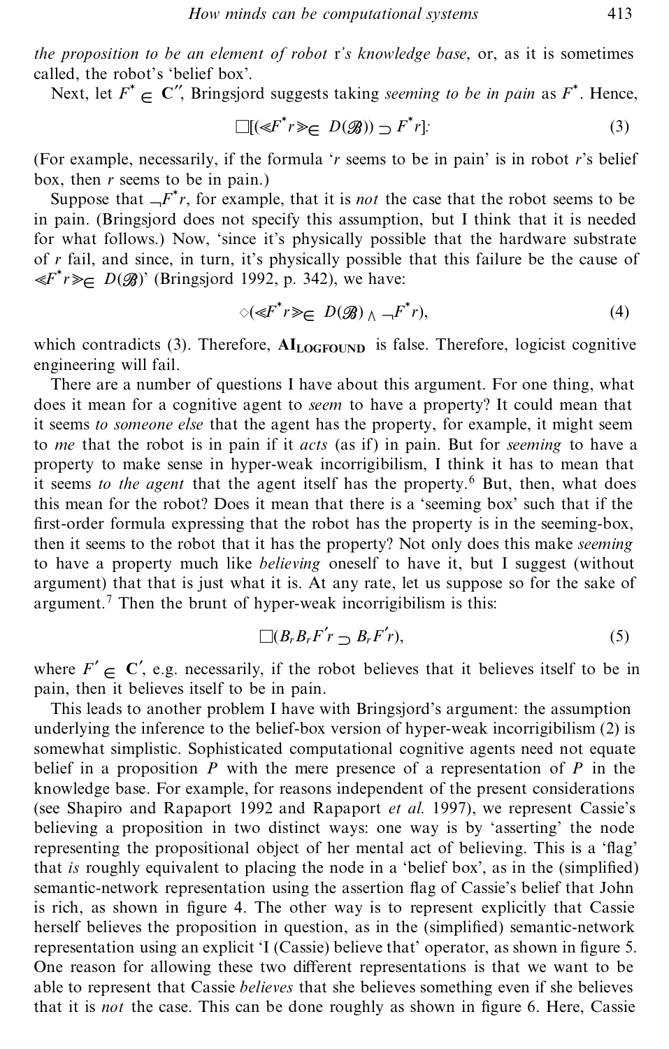*the proposition to be an element of robot* r*'s knowledge base*, or, as it is sometimes called, the robot's 'belief box'.

Next, let $F^{\star} \in \mathbf{C}''$, Bringsjord suggests taking *seeming to be in pain* as $F^{\star}$. Hence,

$$\Box[(\ll F^{\star} r \gg \in D(\mathcal{B})) \supset F^{\star} r]: \tag{3}$$

(For example, necessarily, if the formula '*r* seems to be in pain' is in robot *r*'s belief box, then *r* seems to be in pain.)

Suppose that $\neg F^{\star} r$, for example, that it is *not* the case that the robot seems to be in pain. (Bringsjord does not specify this assumption, but I think that it is needed for what follows.) Now, 'since it's physically possible that the hardware substrate of *r* fail, and since, in turn, it's physically possible that this failure be the cause of $\ll F^{\star} r \gg \in D(\mathcal{B})$' (Bringsjord 1992, p. 342), we have:

$$\Diamond(\ll F^{\star} r \gg \in D(\mathcal{B}) \wedge \neg F^{\star} r), \tag{4}$$

which contradicts (3). Therefore, $\mathbf{AI_{LOGFOUND}}$ is false. Therefore, logicist cognitive engineering will fail.

There are a number of questions I have about this argument. For one thing, what does it mean for a cognitive agent to *seem* to have a property? It could mean that it seems *to someone else* that the agent has the property, for example, it might seem to *me* that the robot is in pain if it *acts* (as if) in pain. But for *seeming* to have a property to make sense in hyper-weak incorrigibilism, I think it has to mean that it seems *to the agent* that the agent itself has the property.[6] But, then, what does this mean for the robot? Does it mean that there is a 'seeming box' such that if the first-order formula expressing that the robot has the property is in the seeming-box, then it seems to the robot that it has the property? Not only does this make *seeming* to have a property much like *believing* oneself to have it, but I suggest (without argument) that that is just what it is. At any rate, let us suppose so for the sake of argument.[7] Then the brunt of hyper-weak incorrigibilism is this:

$$\Box(B_r B_r F' r \supset B_r F' r), \tag{5}$$

where $F' \in \mathbf{C}'$, e.g. necessarily, if the robot believes that it believes itself to be in pain, then it believes itself to be in pain.

This leads to another problem I have with Bringsjord's argument: the assumption underlying the inference to the belief-box version of hyper-weak incorrigibilism (2) is somewhat simplistic. Sophisticated computational cognitive agents need not equate belief in a proposition *P* with the mere presence of a representation of *P* in the knowledge base. For example, for reasons independent of the present considerations (see Shapiro and Rapaport 1992 and Rapaport *et al.* 1997), we represent Cassie's believing a proposition in two distinct ways: one way is by 'asserting' the node representing the propositional object of her mental act of believing. This is a 'flag' that *is* roughly equivalent to placing the node in a 'belief box', as in the (simplified) semantic-network representation using the assertion flag of Cassie's belief that John is rich, as shown in figure 4. The other way is to represent explicitly that Cassie herself believes the proposition in question, as in the (simplified) semantic-network representation using an explicit 'I (Cassie) believe that' operator, as shown in figure 5. One reason for allowing these two different representations is that we want to be able to represent that Cassie *believes* that she believes something even if she believes that it is *not* the case. This can be done roughly as shown in figure 6. Here, Cassie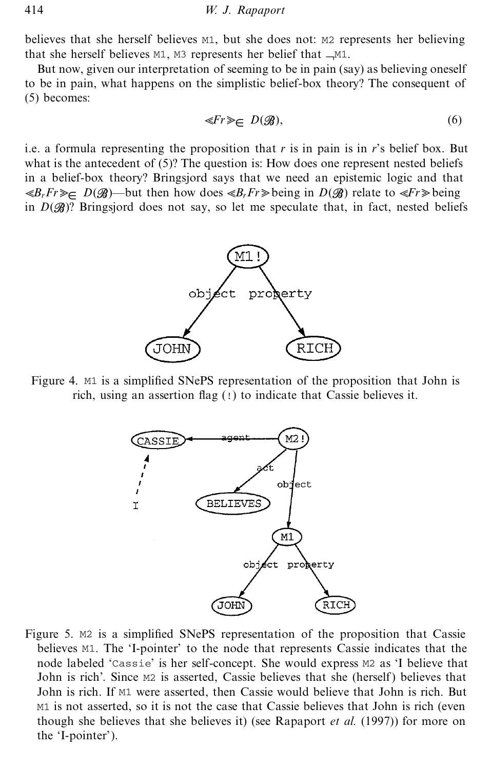believes that she herself believes M1, but she does not: M2 represents her believing that she herself believes M1, M3 represents her belief that ¬M1.

But now, given our interpretation of seeming to be in pain (say) as believing oneself to be in pain, what happens on the simplistic belief-box theory? The consequent of (5) becomes:

$$\ll Fr \gg \in D(\mathscr{B}), \tag{6}$$

i.e. a formula representing the proposition that $r$ is in pain is in $r$'s belief box. But what is the antecedent of (5)? The question is: How does one represent nested beliefs in a belief-box theory? Bringsjord says that we need an epistemic logic and that $\ll B_r Fr \gg \in D(\mathscr{B})$—but then how does $\ll B_r Fr \gg$ being in $D(\mathscr{B})$ relate to $\ll Fr \gg$ being in $D(\mathscr{B})$? Bringsjord does not say, so let me speculate that, in fact, nested beliefs

Figure 4. M1 is a simplified SNePS representation of the proposition that John is rich, using an assertion flag (!) to indicate that Cassie believes it.

Figure 5. M2 is a simplified SNePS representation of the proposition that Cassie believes M1. The 'I-pointer' to the node that represents Cassie indicates that the node labeled 'Cassie' is her self-concept. She would express M2 as 'I believe that John is rich'. Since M2 is asserted, Cassie believes that she (herself) believes that John is rich. If M1 were asserted, then Cassie would believe that John is rich. But M1 is not asserted, so it is not the case that Cassie believes that John is rich (even though she believes that she believes it) (see Rapaport *et al.* (1997)) for more on the 'I-pointer').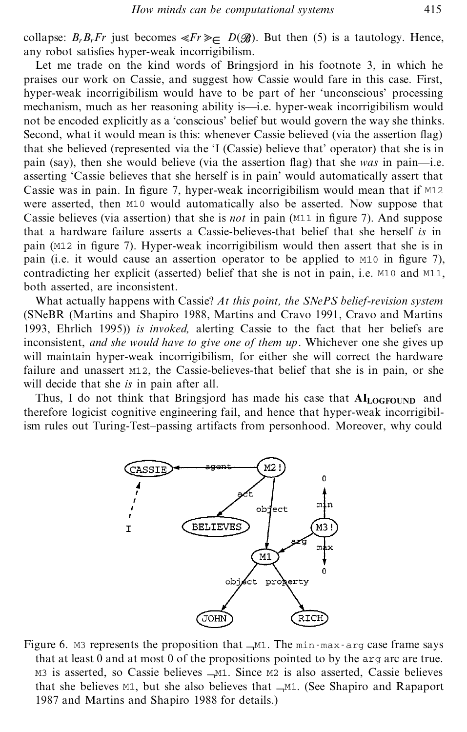collapse: $B_r B_r Fr$ just becomes $\ll Fr \gg_{\in} D(\mathscr{B})$. But then (5) is a tautology. Hence, any robot satisfies hyper-weak incorrigibilism.

Let me trade on the kind words of Bringsjord in his footnote 3, in which he praises our work on Cassie, and suggest how Cassie would fare in this case. First, hyper-weak incorrigibilism would have to be part of her 'unconscious' processing mechanism, much as her reasoning ability is—i.e. hyper-weak incorrigibilism would not be encoded explicitly as a 'conscious' belief but would govern the way she thinks. Second, what it would mean is this: whenever Cassie believed (via the assertion flag) that she believed (represented via the 'I (Cassie) believe that' operator) that she is in pain (say), then she would believe (via the assertion flag) that she *was* in pain—i.e. asserting 'Cassie believes that she herself is in pain' would automatically assert that Cassie was in pain. In figure 7, hyper-weak incorrigibilism would mean that if `M12` were asserted, then `M10` would automatically also be asserted. Now suppose that Cassie believes (via assertion) that she is *not* in pain (`M11` in figure 7). And suppose that a hardware failure asserts a Cassie-believes-that belief that she herself *is* in pain (`M12` in figure 7). Hyper-weak incorrigibilism would then assert that she is in pain (i.e. it would cause an assertion operator to be applied to `M10` in figure 7), contradicting her explicit (asserted) belief that she is not in pain, i.e. `M10` and `M11`, both asserted, are inconsistent.

What actually happens with Cassie? *At this point, the SNePS belief-revision system* (SNeBR (Martins and Shapiro 1988, Martins and Cravo 1991, Cravo and Martins 1993, Ehrlich 1995)) *is invoked,* alerting Cassie to the fact that her beliefs are inconsistent, *and she would have to give one of them up*. Whichever one she gives up will maintain hyper-weak incorrigibilism, for either she will correct the hardware failure and unassert `M12`, the Cassie-believes-that belief that she is in pain, or she will decide that she *is* in pain after all.

Thus, I do not think that Bringsjord has made his case that $\mathbf{AI_{LOGFOUND}}$ and therefore logicist cognitive engineering fail, and hence that hyper-weak incorrigibilism rules out Turing-Test–passing artifacts from personhood. Moreover, why could

Figure 6. `M3` represents the proposition that $\neg$`M1`. The `min-max-arg` case frame says that at least 0 and at most 0 of the propositions pointed to by the `arg` arc are true. `M3` is asserted, so Cassie believes $\neg$`M1`. Since `M2` is also asserted, Cassie believes that she believes `M1`, but she also believes that $\neg$`M1`. (See Shapiro and Rapaport 1987 and Martins and Shapiro 1988 for details.)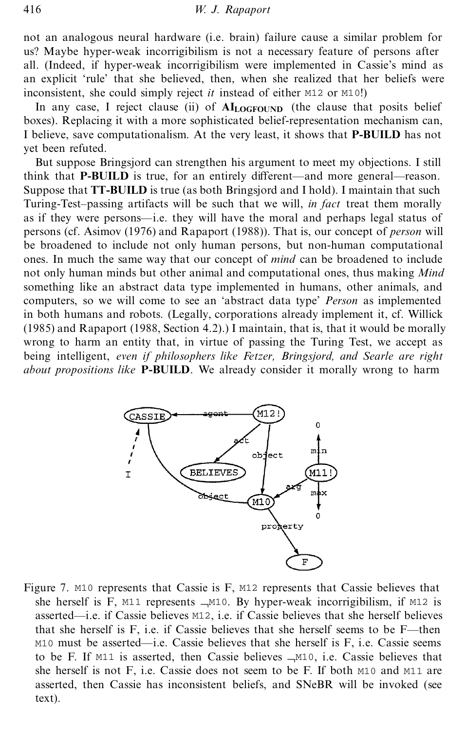not an analogous neural hardware (i.e. brain) failure cause a similar problem for us? Maybe hyper-weak incorrigibilism is not a necessary feature of persons after all. (Indeed, if hyper-weak incorrigibilism were implemented in Cassie's mind as an explicit 'rule' that she believed, then, when she realized that her beliefs were inconsistent, she could simply reject *it* instead of either `M12` or `M10`!)

In any case, I reject clause (ii) of **AI$_{\textbf{LOGFOUND}}$** (the clause that posits belief boxes). Replacing it with a more sophisticated belief-representation mechanism can, I believe, save computationalism. At the very least, it shows that **P-BUILD** has not yet been refuted.

But suppose Bringsjord can strengthen his argument to meet my objections. I still think that **P-BUILD** is true, for an entirely different—and more general—reason. Suppose that **TT-BUILD** is true (as both Bringsjord and I hold). I maintain that such Turing-Test–passing artifacts will be such that we will, *in fact* treat them morally as if they were persons—i.e. they will have the moral and perhaps legal status of persons (cf. Asimov (1976) and Rapaport (1988)). That is, our concept of *person* will be broadened to include not only human persons, but non-human computational ones. In much the same way that our concept of *mind* can be broadened to include not only human minds but other animal and computational ones, thus making *Mind* something like an abstract data type implemented in humans, other animals, and computers, so we will come to see an 'abstract data type' *Person* as implemented in both humans and robots. (Legally, corporations already implement it, cf. Willick (1985) and Rapaport (1988, Section 4.2).) I maintain, that is, that it would be morally wrong to harm an entity that, in virtue of passing the Turing Test, we accept as being intelligent, *even if philosophers like Fetzer, Bringsjord, and Searle are right about propositions like* **P-BUILD**. We already consider it morally wrong to harm

Figure 7. `M10` represents that Cassie is F, `M12` represents that Cassie believes that she herself is F, `M11` represents $\neg$`M10`. By hyper-weak incorrigibilism, if `M12` is asserted—i.e. if Cassie believes `M12`, i.e. if Cassie believes that she herself believes that she herself is F, i.e. if Cassie believes that she herself seems to be F—then `M10` must be asserted—i.e. Cassie believes that she herself is F, i.e. Cassie seems to be F. If `M11` is asserted, then Cassie believes $\neg$`M10`, i.e. Cassie believes that she herself is not F, i.e. Cassie does not seem to be F. If both `M10` and `M11` are asserted, then Cassie has inconsistent beliefs, and SNeBR will be invoked (see text).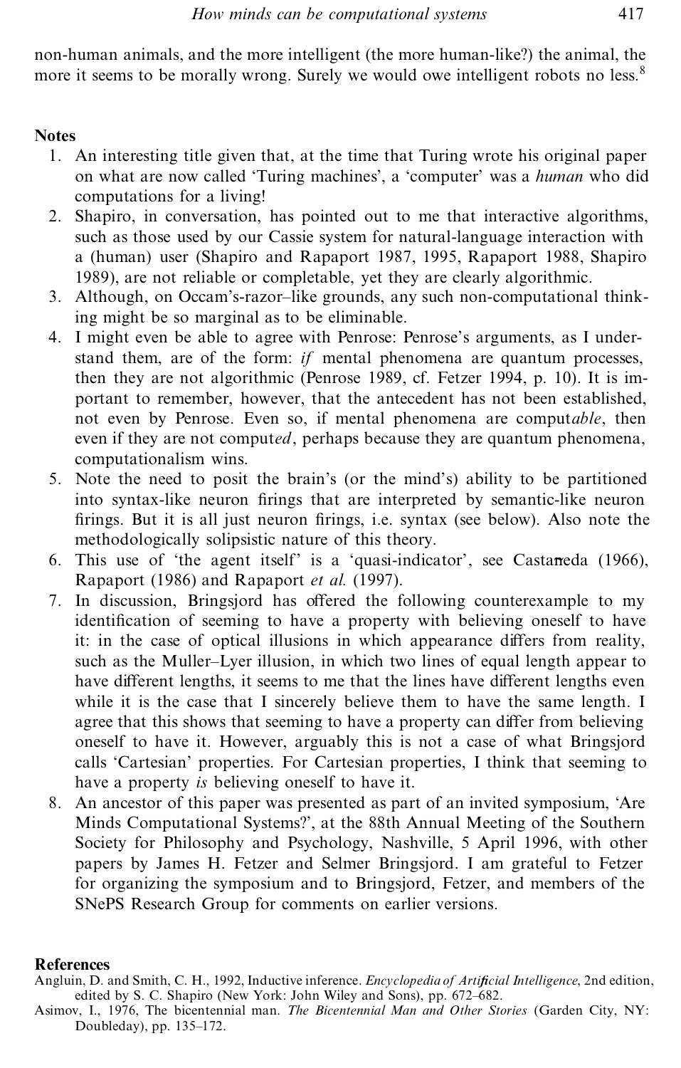non-human animals, and the more intelligent (the more human-like?) the animal, the more it seems to be morally wrong. Surely we would owe intelligent robots no less.[8]

## Notes

1. An interesting title given that, at the time that Turing wrote his original paper on what are now called 'Turing machines', a 'computer' was a *human* who did computations for a living!
2. Shapiro, in conversation, has pointed out to me that interactive algorithms, such as those used by our Cassie system for natural-language interaction with a (human) user (Shapiro and Rapaport 1987, 1995, Rapaport 1988, Shapiro 1989), are not reliable or completable, yet they are clearly algorithmic.
3. Although, on Occam's-razor–like grounds, any such non-computational thinking might be so marginal as to be eliminable.
4. I might even be able to agree with Penrose: Penrose's arguments, as I understand them, are of the form: *if* mental phenomena are quantum processes, then they are not algorithmic (Penrose 1989, cf. Fetzer 1994, p. 10). It is important to remember, however, that the antecedent has not been established, not even by Penrose. Even so, if mental phenomena are comput*able*, then even if they are not comput*ed*, perhaps because they are quantum phenomena, computationalism wins.
5. Note the need to posit the brain's (or the mind's) ability to be partitioned into syntax-like neuron firings that are interpreted by semantic-like neuron firings. But it is all just neuron firings, i.e. syntax (see below). Also note the methodologically solipsistic nature of this theory.
6. This use of 'the agent itself' is a 'quasi-indicator', see Castañeda (1966), Rapaport (1986) and Rapaport *et al.* (1997).
7. In discussion, Bringsjord has offered the following counterexample to my identification of seeming to have a property with believing oneself to have it: in the case of optical illusions in which appearance differs from reality, such as the Muller–Lyer illusion, in which two lines of equal length appear to have different lengths, it seems to me that the lines have different lengths even while it is the case that I sincerely believe them to have the same length. I agree that this shows that seeming to have a property can differ from believing oneself to have it. However, arguably this is not a case of what Bringsjord calls 'Cartesian' properties. For Cartesian properties, I think that seeming to have a property *is* believing oneself to have it.
8. An ancestor of this paper was presented as part of an invited symposium, 'Are Minds Computational Systems?', at the 88th Annual Meeting of the Southern Society for Philosophy and Psychology, Nashville, 5 April 1996, with other papers by James H. Fetzer and Selmer Bringsjord. I am grateful to Fetzer for organizing the symposium and to Bringsjord, Fetzer, and members of the SNePS Research Group for comments on earlier versions.

## References

Angluin, D. and Smith, C. H., 1992, Inductive inference. *Encyclopedia of Artificial Intelligence*, 2nd edition, edited by S. C. Shapiro (New York: John Wiley and Sons), pp. 672–682.

Asimov, I., 1976, The bicentennial man. *The Bicentennial Man and Other Stories* (Garden City, NY: Doubleday), pp. 135–172.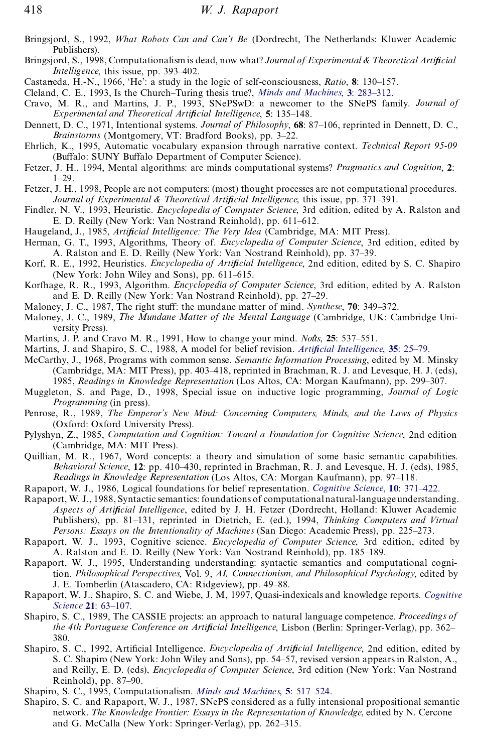Bringsjord, S., 1992, *What Robots Can and Can't Be* (Dordrecht, The Netherlands: Kluwer Academic Publishers).

Bringsjord, S., 1998, Computationalism is dead, now what? *Journal of Experimental & Theoretical Artificial Intelligence*, this issue, pp. 393–402.

Castañeda, H.-N., 1966, 'He': a study in the logic of self-consciousness, *Ratio*, **8**: 130–157.

Cleland, C. E., 1993, Is the Church–Turing thesis true?, *Minds and Machines*, **3**: 283–312.

Cravo, M. R., and Martins, J. P., 1993, SNePSwD: a newcomer to the SNePS family. *Journal of Experimental and Theoretical Artificial Intelligence*, **5**: 135–148.

Dennett, D. C., 1971, Intentional systems. *Journal of Philosophy*, **68**: 87–106, reprinted in Dennett, D. C., *Brainstorms* (Montgomery, VT: Bradford Books), pp. 3–22.

Ehrlich, K., 1995, Automatic vocabulary expansion through narrative context. *Technical Report 95-09* (Buffalo: SUNY Buffalo Department of Computer Science).

Fetzer, J. H., 1994, Mental algorithms: are minds computational systems? *Pragmatics and Cognition*, **2**: 1–29.

Fetzer, J. H., 1998, People are not computers: (most) thought processes are not computational procedures. *Journal of Experimental & Theoretical Artificial Intelligence*, this issue, pp. 371–391.

Findler, N. V., 1993, Heuristic. *Encyclopedia of Computer Science*, 3rd edition, edited by A. Ralston and E. D. Reilly (New York: Van Nostrand Reinhold), pp. 611–612.

Haugeland, J., 1985, *Artificial Intelligence: The Very Idea* (Cambridge, MA: MIT Press).

Herman, G. T., 1993, Algorithms, Theory of. *Encyclopedia of Computer Science*, 3rd edition, edited by A. Ralston and E. D. Reilly (New York: Van Nostrand Reinhold), pp. 37–39.

Korf, R. E., 1992, Heuristics. *Encyclopedia of Artificial Intelligence*, 2nd edition, edited by S. C. Shapiro (New York: John Wiley and Sons), pp. 611–615.

Korfhage, R. R., 1993, Algorithm. *Encyclopedia of Computer Science*, 3rd edition, edited by A. Ralston and E. D. Reilly (New York: Van Nostrand Reinhold), pp. 27–29.

Maloney, J. C., 1987, The right stuff: the mundane matter of mind. *Synthese*, **70**: 349–372.

Maloney, J. C., 1989, *The Mundane Matter of the Mental Language* (Cambridge, UK: Cambridge University Press).

Martins, J. P. and Cravo M. R., 1991, How to change your mind. *Noûs*, **25**: 537–551.

Martins, J. and Shapiro, S. C., 1988, A model for belief revision. *Artificial Intelligence*, **35**: 25–79.

McCarthy, J., 1968, Programs with common sense. *Semantic Information Processing*, edited by M. Minsky (Cambridge, MA: MIT Press), pp. 403–418, reprinted in Brachman, R. J. and Levesque, H. J. (eds), 1985, *Readings in Knowledge Representation* (Los Altos, CA: Morgan Kaufmann), pp. 299–307.

Muggleton, S. and Page, D., 1998, Special issue on inductive logic programming, *Journal of Logic Programming* (in press).

Penrose, R., 1989, *The Emperor's New Mind: Concerning Computers, Minds, and the Laws of Physics* (Oxford: Oxford University Press).

Pylyshyn, Z., 1985, *Computation and Cognition: Toward a Foundation for Cognitive Science*, 2nd edition (Cambridge, MA: MIT Press).

Quillian, M. R., 1967, Word concepts: a theory and simulation of some basic semantic capabilities. *Behavioral Science*, **12**: pp. 410–430, reprinted in Brachman, R. J. and Levesque, H. J. (eds), 1985, *Readings in Knowledge Representation* (Los Altos, CA: Morgan Kaufmann), pp. 97–118.

Rapaport, W. J., 1986, Logical foundations for belief representation. *Cognitive Science*, **10**: 371–422.

Rapaport, W. J., 1988, Syntactic semantics: foundations of computational natural-language understanding. *Aspects of Artificial Intelligence*, edited by J. H. Fetzer (Dordrecht, Holland: Kluwer Academic Publishers), pp. 81–131, reprinted in Dietrich, E. (ed.), 1994, *Thinking Computers and Virtual Persons: Essays on the Intentionality of Machines* (San Diego: Academic Press), pp. 225–273.

Rapaport, W. J., 1993, Cognitive science. *Encyclopedia of Computer Science*, 3rd edition, edited by A. Ralston and E. D. Reilly (New York: Van Nostrand Reinhold), pp. 185–189.

Rapaport, W. J., 1995, Understanding understanding: syntactic semantics and computational cognition. *Philosophical Perspectives*, Vol. 9, *AI, Connectionism, and Philosophical Psychology*, edited by J. E. Tomberlin (Atascadero, CA: Ridgeview), pp. 49–88.

Rapaport, W. J., Shapiro, S. C. and Wiebe, J. M, 1997, Quasi-indexicals and knowledge reports. *Cognitive Science* **21**: 63–107.

Shapiro, S. C., 1989, The CASSIE projects: an approach to natural language competence. *Proceedings of the 4th Portuguese Conference on Artificial Intelligence*, Lisbon (Berlin: Springer-Verlag), pp. 362–380.

Shapiro, S. C., 1992, Artificial Intelligence. *Encyclopedia of Artificial Intelligence*, 2nd edition, edited by S. C. Shapiro (New York: John Wiley and Sons), pp. 54–57, revised version appears in Ralston, A., and Reilly, E. D. (eds), *Encyclopedia of Computer Science*, 3rd edition (New York: Van Nostrand Reinhold), pp. 87–90.

Shapiro, S. C., 1995, Computationalism. *Minds and Machines*, **5**: 517–524.

Shapiro, S. C. and Rapaport, W. J., 1987, SNePS considered as a fully intensional propositional semantic network. *The Knowledge Frontier: Essays in the Representation of Knowledge*, edited by N. Cercone and G. McCalla (New York: Springer-Verlag), pp. 262–315.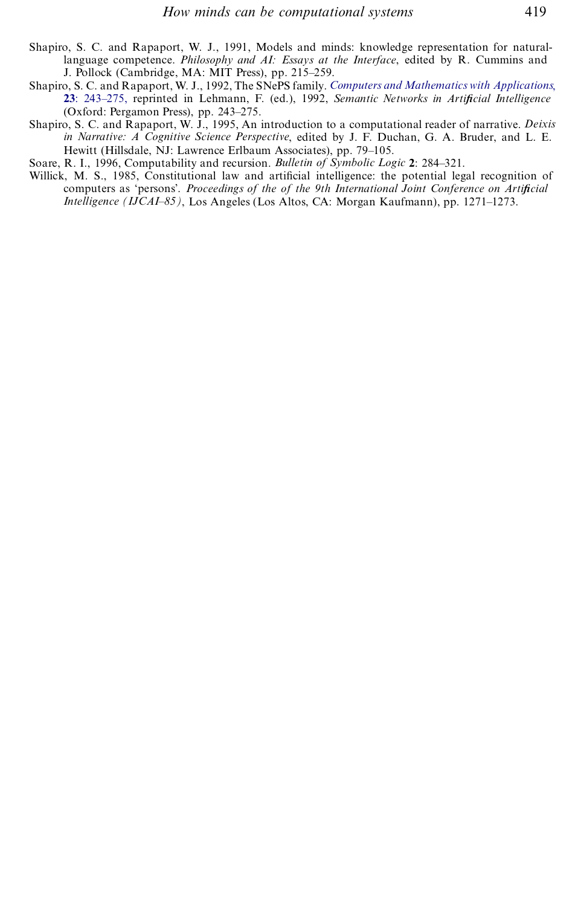Shapiro, S. C. and Rapaport, W. J., 1991, Models and minds: knowledge representation for natural-language competence. *Philosophy and AI: Essays at the Interface*, edited by R. Cummins and J. Pollock (Cambridge, MA: MIT Press), pp. 215–259.

Shapiro, S. C. and Rapaport, W. J., 1992, The SNePS family. *Computers and Mathematics with Applications*, **23**: 243–275, reprinted in Lehmann, F. (ed.), 1992, *Semantic Networks in Artificial Intelligence* (Oxford: Pergamon Press), pp. 243–275.

Shapiro, S. C. and Rapaport, W. J., 1995, An introduction to a computational reader of narrative. *Deixis in Narrative: A Cognitive Science Perspective*, edited by J. F. Duchan, G. A. Bruder, and L. E. Hewitt (Hillsdale, NJ: Lawrence Erlbaum Associates), pp. 79–105.

Soare, R. I., 1996, Computability and recursion. *Bulletin of Symbolic Logic* **2**: 284–321.

Willick, M. S., 1985, Constitutional law and artificial intelligence: the potential legal recognition of computers as 'persons'. *Proceedings of the of the 9th International Joint Conference on Artificial Intelligence (IJCAI–85)*, Los Angeles (Los Altos, CA: Morgan Kaufmann), pp. 1271–1273.